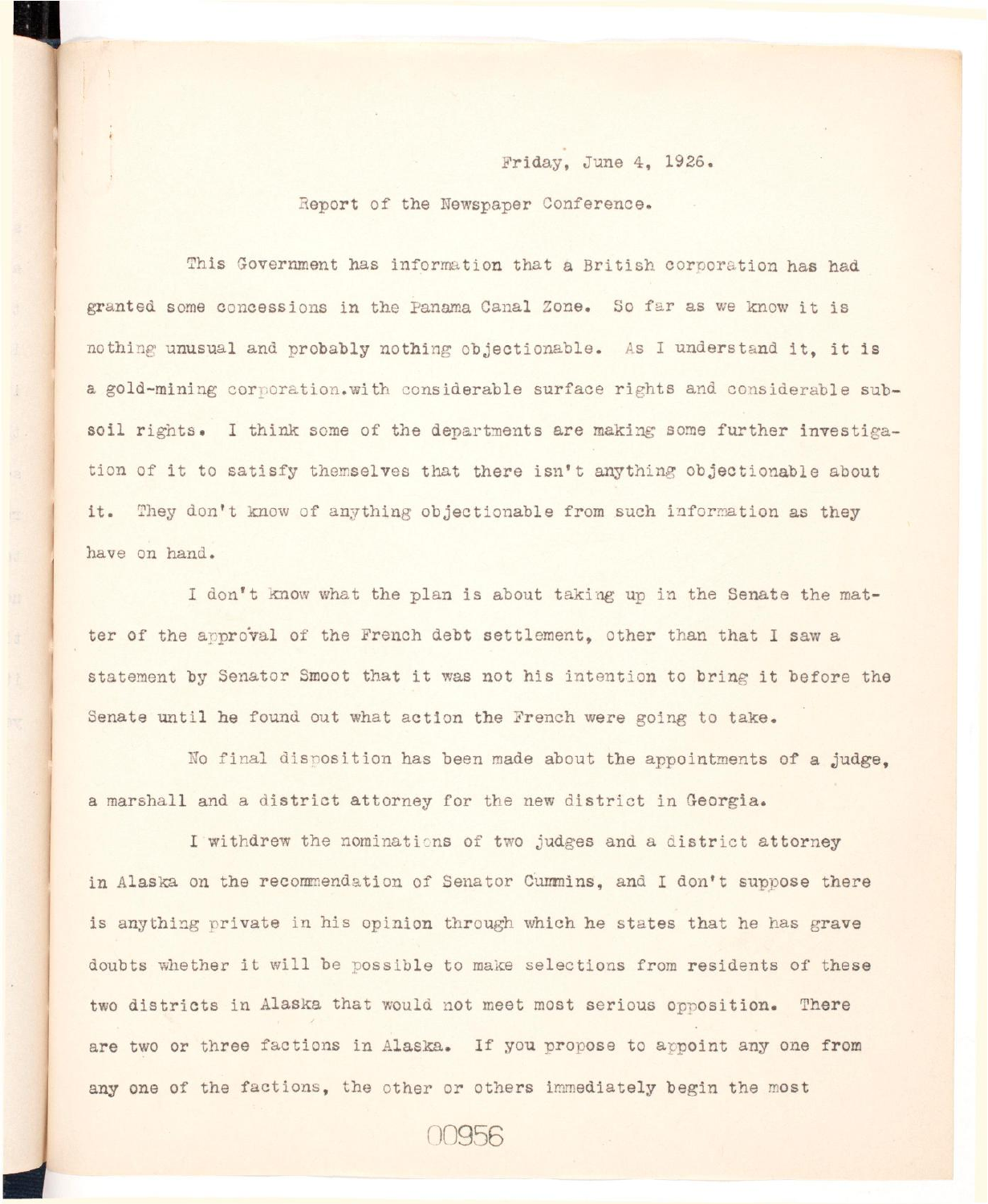Friday, June 4, 1926.

Report of the Newspaper Conference.

This Government has information that a British corporation has had granted some concessions in the Panama Canal Zone. So far as we know it is nothing unusual and probably nothing objectionable. As I understand it, it is a gold-mining corporation.with considerable surface rights and considerable sub-soil rights. I think some of the departments are making some further investigation of it to satisfy themselves that there isn't anything objectionable about it. They don't know of anything objectionable from such information as they have on hand.

I don't know what the plan is about taking up in the Senate the matter of the approval of the French debt settlement, other than that I saw a statement by Senator Smoot that it was not his intention to bring it before the Senate until he found out what action the French were going to take.

No final disposition has been made about the appointments of a judge, a marshall and a district attorney for the new district in Georgia.

I withdrew the nominations of two judges and a district attorney in Alaska on the recommendation of Senator Cummins, and I don't suppose there is anything private in his opinion through which he states that he has grave doubts whether it will be possible to make selections from residents of these two districts in Alaska that would not meet most serious opposition. There are two or three factions in Alaska. If you propose to appoint any one from any one of the factions, the other or others immediately begin the most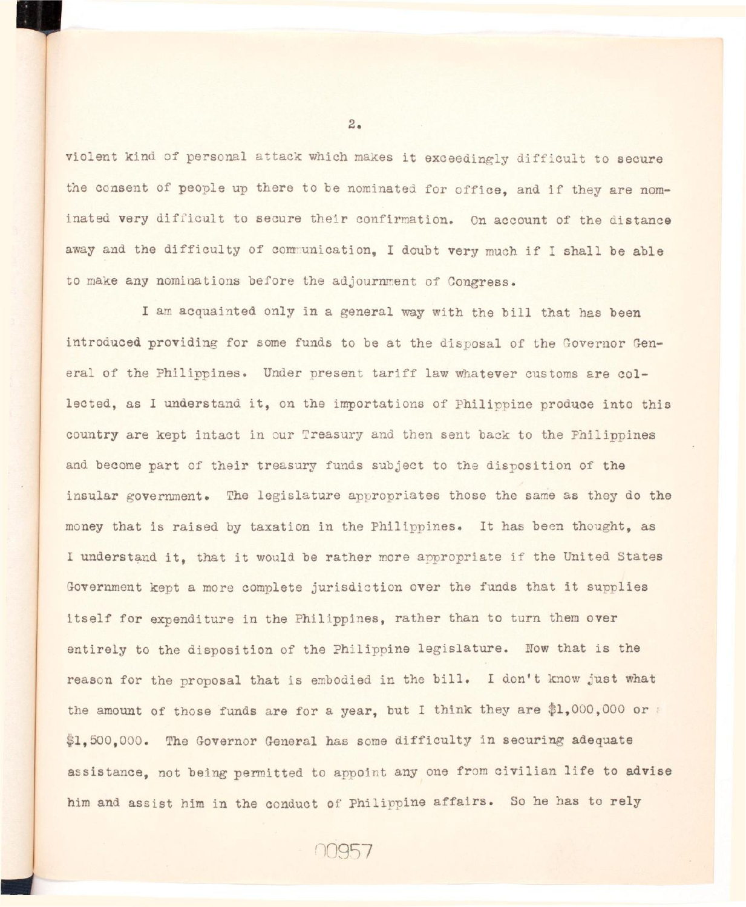violent kind of personal attack which makes it exceedingly difficult to secure the consent of people up there to be nominated for office, and if they are nominated very difficult to secure their confirmation. On account of the distance away and the difficulty of communication, I doubt very much if I shall be able to make any nominations before the adjournment of Congress.

I am acquainted only in a general way with the bill that has been introduced providing for some funds to be at the disposal of the Governor General of the Philippines. Under present tariff law whatever customs are collected, as I understand it, on the importations of Philippine produce into this country are kept intact in our Treasury and then sent back to the Philippines and become part of their treasury funds subject to the disposition of the insular government. The legislature appropriates those the same as they do the money that is raised by taxation in the Philippines. It has been thought, as I understand it, that it would be rather more appropriate if the United States Government kept a more complete jurisdiction over the funds that it supplies itself for expenditure in the Philippines, rather than to turn them over entirely to the disposition of the Philippine legislature. Now that is the reason for the proposal that is embodied in the bill. I don't know just what the amount of those funds are for a year, but I think they are $1,000,000 or $1,500,000. The Governor General has some difficulty in securing adequate assistance, not being permitted to appoint any one from civilian life to advise him and assist him in the conduct of Philippine affairs. So he has to rely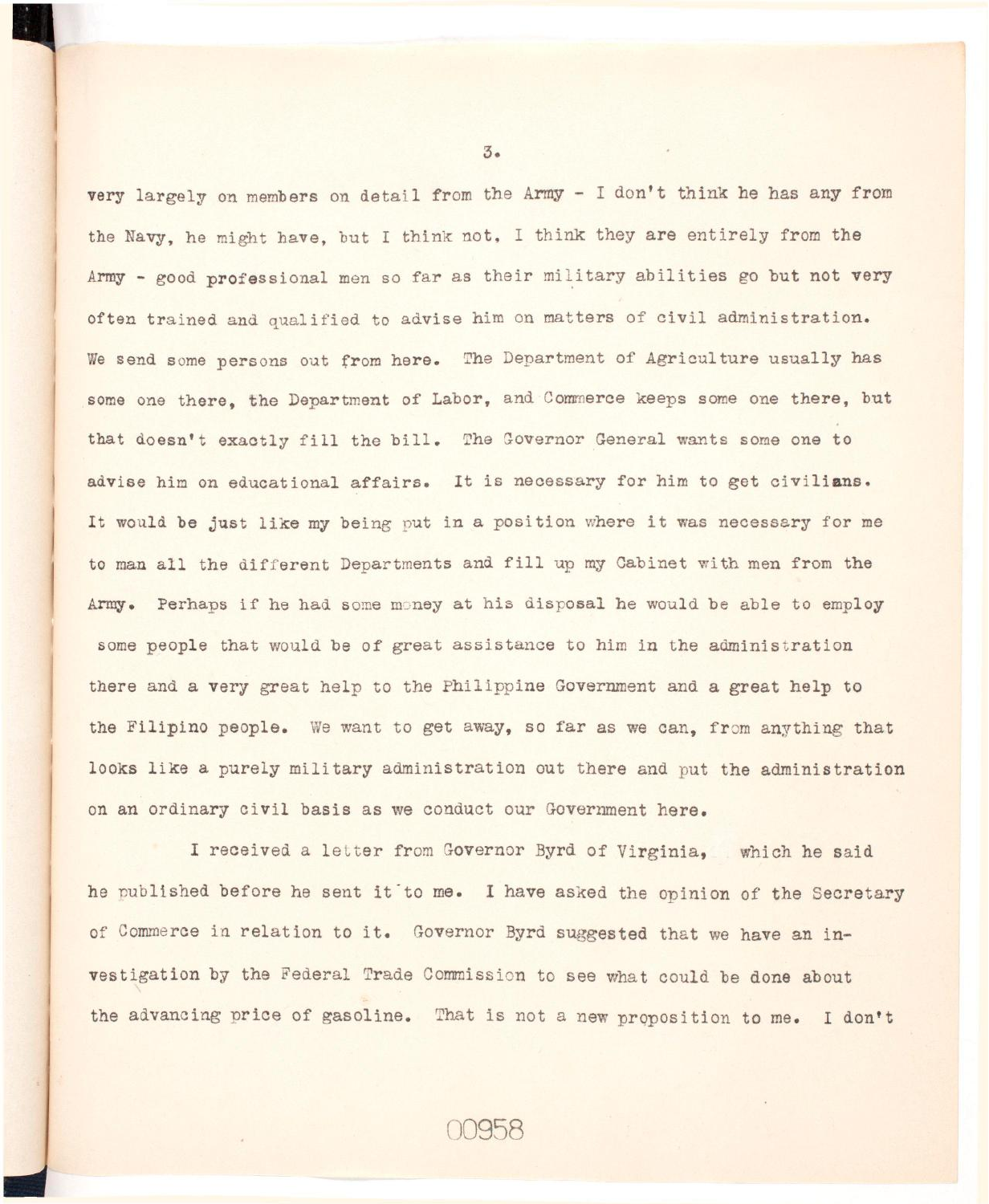very largely on members on detail from the Army - I don't think he has any from the Navy, he might have, but I think not, I think they are entirely from the Army - good professional men so far as their military abilities go but not very often trained and qualified to advise him on matters of civil administration. We send some persons out from here. The Department of Agriculture usually has some one there, the Department of Labor, and Commerce keeps some one there, but that doesn't exactly fill the bill. The Governor General wants some one to advise him on educational affairs. It is necessary for him to get civilians. It would be just like my being put in a position where it was necessary for me to man all the different Departments and fill up my Cabinet with men from the Army. Perhaps if he had some money at his disposal he would be able to employ some people that would be of great assistance to him in the administration there and a very great help to the Philippine Government and a great help to the Filipino people. We want to get away, so far as we can, from anything that looks like a purely military administration out there and put the administration on an ordinary civil basis as we conduct our Government here.

I received a letter from Governor Byrd of Virginia, which he said he published before he sent it to me. I have asked the opinion of the Secretary of Commerce in relation to it. Governor Byrd suggested that we have an investigation by the Federal Trade Commission to see what could be done about the advancing price of gasoline. That is not a new proposition to me. I don't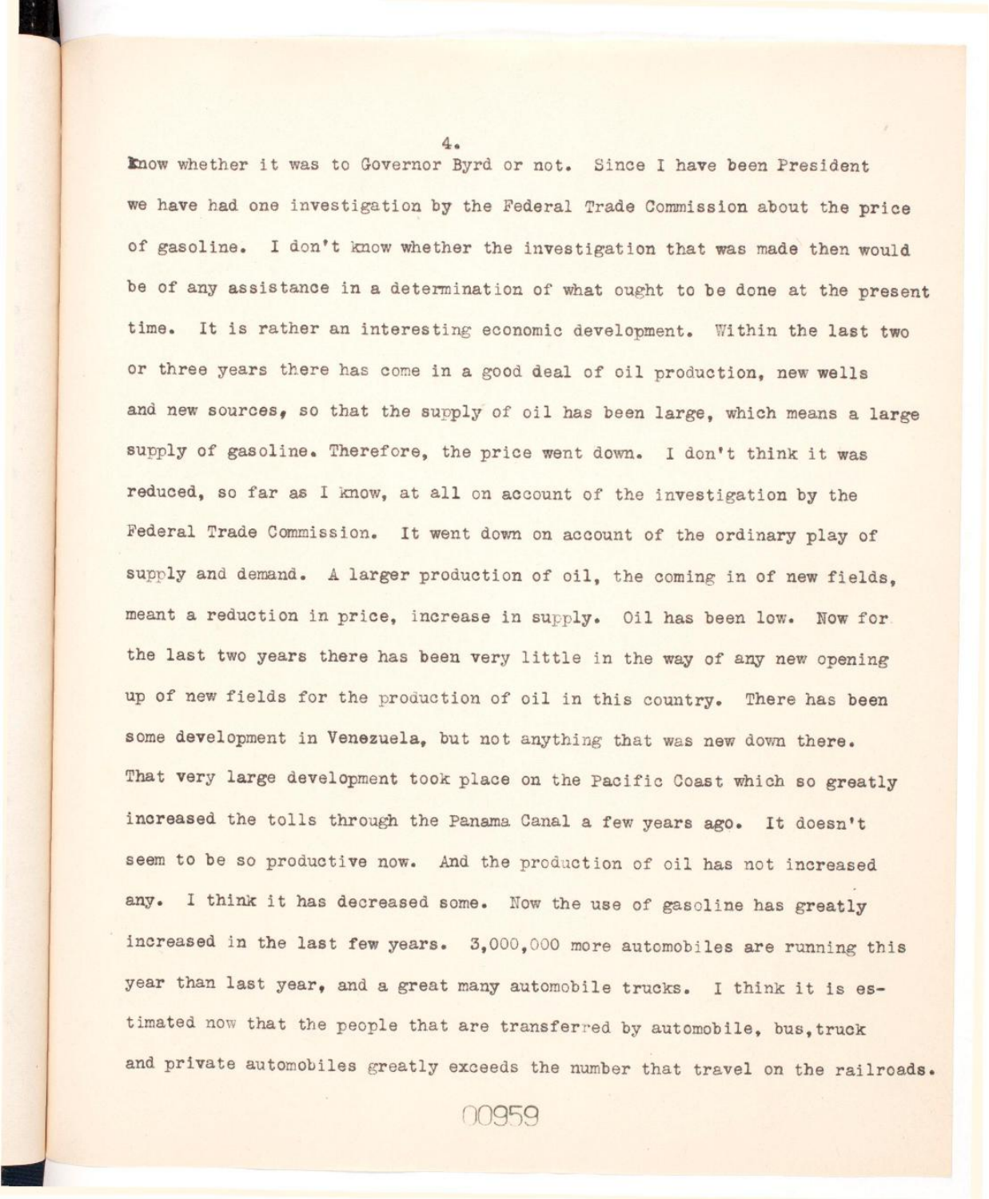know whether it was to Governor Byrd or not. Since I have been President we have had one investigation by the Federal Trade Commission about the price of gasoline. I don't know whether the investigation that was made then would be of any assistance in a determination of what ought to be done at the present time. It is rather an interesting economic development. Within the last two or three years there has come in a good deal of oil production, new wells and new sources, so that the supply of oil has been large, which means a large supply of gasoline. Therefore, the price went down. I don't think it was reduced, so far as I know, at all on account of the investigation by the Federal Trade Commission. It went down on account of the ordinary play of supply and demand. A larger production of oil, the coming in of new fields, meant a reduction in price, increase in supply. Oil has been low. Now for the last two years there has been very little in the way of any new opening up of new fields for the production of oil in this country. There has been some development in Venezuela, but not anything that was new down there. That very large development took place on the Pacific Coast which so greatly increased the tolls through the Panama Canal a few years ago. It doesn't seem to be so productive now. And the production of oil has not increased any. I think it has decreased some. Now the use of gasoline has greatly increased in the last few years. 3,000,000 more automobiles are running this year than last year, and a great many automobile trucks. I think it is estimated now that the people that are transferred by automobile, bus, truck and private automobiles greatly exceeds the number that travel on the railroads.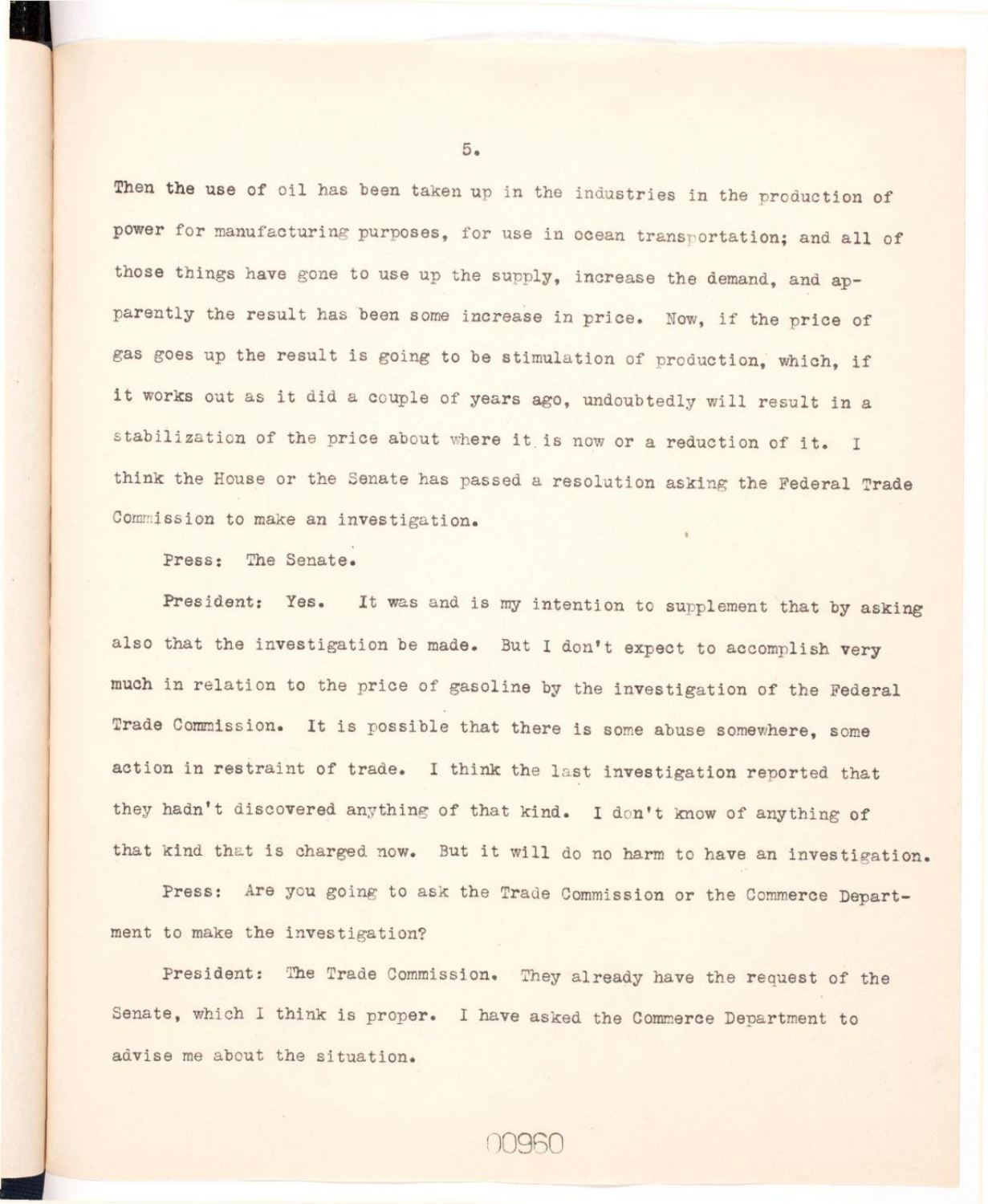Then the use of oil has been taken up in the industries in the production of power for manufacturing purposes, for use in ocean transportation; and all of those things have gone to use up the supply, increase the demand, and apparently the result has been some increase in price. Now, if the price of gas goes up the result is going to be stimulation of production, which, if it works out as it did a couple of years ago, undoubtedly will result in a stabilization of the price about where it is now or a reduction of it. I think the House or the Senate has passed a resolution asking the Federal Trade Commission to make an investigation.

Press: The Senate.

President: Yes. It was and is my intention to supplement that by asking also that the investigation be made. But I don't expect to accomplish very much in relation to the price of gasoline by the investigation of the Federal Trade Commission. It is possible that there is some abuse somewhere, some action in restraint of trade. I think the last investigation reported that they hadn't discovered anything of that kind. I don't know of anything of that kind that is charged now. But it will do no harm to have an investigation.

Press: Are you going to ask the Trade Commission or the Commerce Department to make the investigation?

President: The Trade Commission. They already have the request of the Senate, which I think is proper. I have asked the Commerce Department to advise me about the situation.

00960